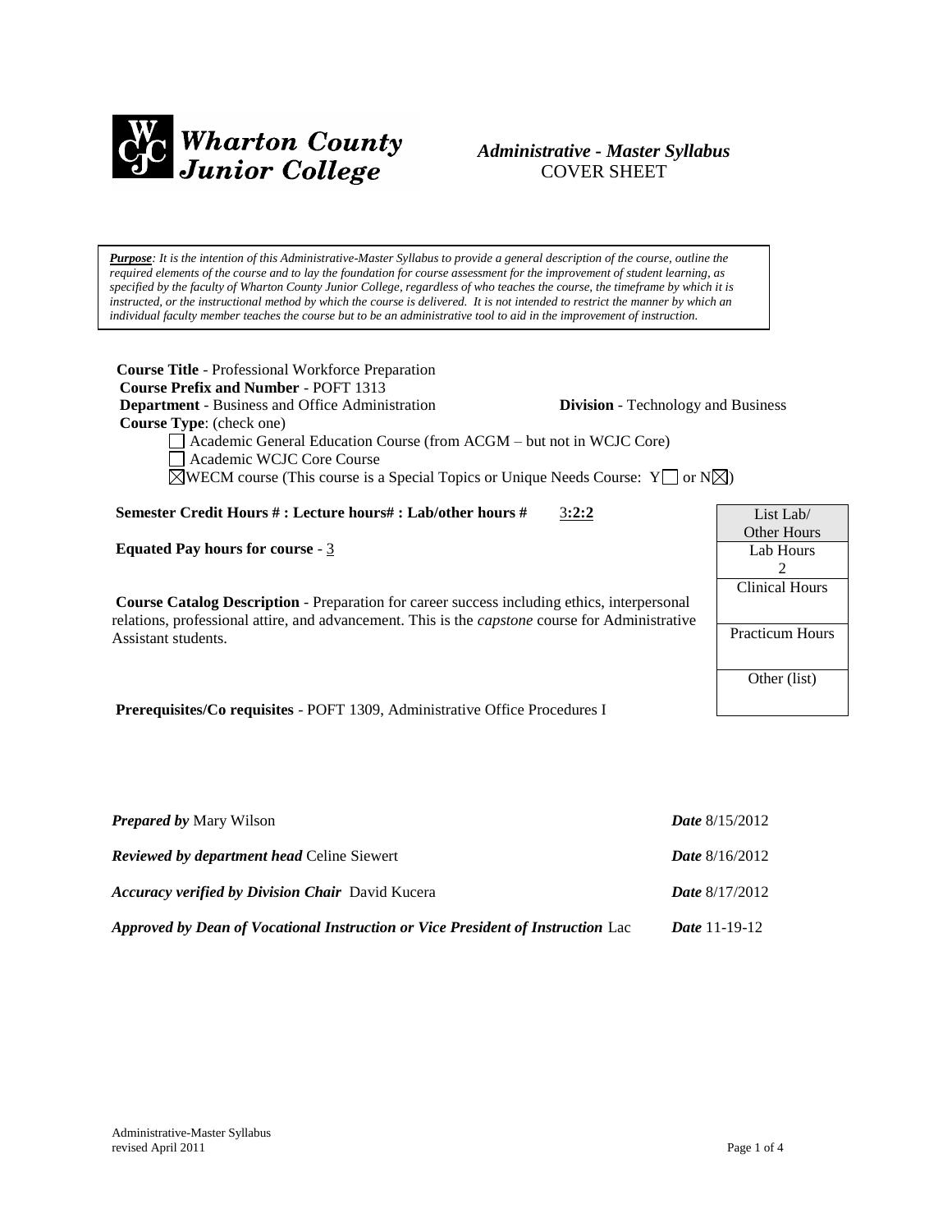**Wharton County Junior College**

***Administrative - Master Syllabus***
COVER SHEET

***Purpose**: It is the intention of this Administrative-Master Syllabus to provide a general description of the course, outline the required elements of the course and to lay the foundation for course assessment for the improvement of student learning, as specified by the faculty of Wharton County Junior College, regardless of who teaches the course, the timeframe by which it is instructed, or the instructional method by which the course is delivered. It is not intended to restrict the manner by which an individual faculty member teaches the course but to be an administrative tool to aid in the improvement of instruction.*

**Course Title** - Professional Workforce Preparation
**Course Prefix and Number** - POFT 1313
**Department** - Business and Office Administration **Division** - Technology and Business
**Course Type**: (check one)

- ☐ Academic General Education Course (from ACGM – but not in WCJC Core)
- ☐ Academic WCJC Core Course
- ☒ WECM course (This course is a Special Topics or Unique Needs Course: Y☐ or N☒)

**Semester Credit Hours # : Lecture hours# : Lab/other hours #** 3**:2:2**

**Equated Pay hours for course** - 3

**Course Catalog Description** - Preparation for career success including ethics, interpersonal relations, professional attire, and advancement. This is the *capstone* course for Administrative Assistant students.

**Prerequisites/Co requisites** - POFT 1309, Administrative Office Procedures I

| List Lab/ Other Hours |
| --- |
| Lab Hours 2 |
| Clinical Hours |
| Practicum Hours |
| Other (list) |

***Prepared by*** Mary Wilson ***Date*** 8/15/2012

***Reviewed by department head*** Celine Siewert ***Date*** 8/16/2012

***Accuracy verified by Division Chair*** David Kucera ***Date*** 8/17/2012

***Approved by Dean of Vocational Instruction or Vice President of Instruction*** Lac ***Date*** 11-19-12

Administrative-Master Syllabus
revised April 2011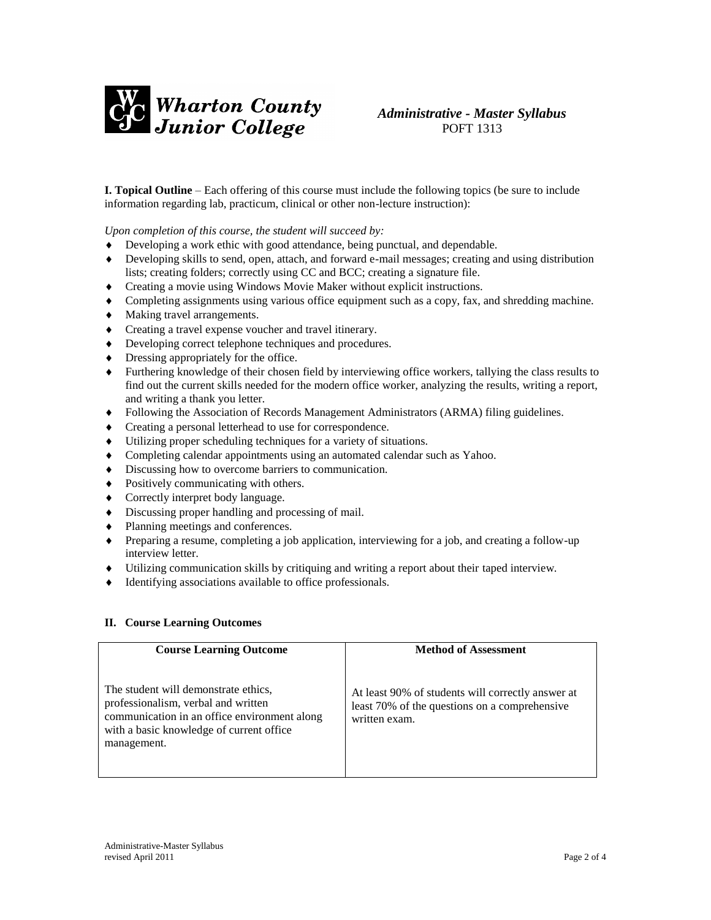**Wharton County Junior College**

*Administrative - Master Syllabus*
POFT 1313

**I. Topical Outline** – Each offering of this course must include the following topics (be sure to include information regarding lab, practicum, clinical or other non-lecture instruction):

*Upon completion of this course, the student will succeed by:*

- Developing a work ethic with good attendance, being punctual, and dependable.
- Developing skills to send, open, attach, and forward e-mail messages; creating and using distribution lists; creating folders; correctly using CC and BCC; creating a signature file.
- Creating a movie using Windows Movie Maker without explicit instructions.
- Completing assignments using various office equipment such as a copy, fax, and shredding machine.
- Making travel arrangements.
- Creating a travel expense voucher and travel itinerary.
- Developing correct telephone techniques and procedures.
- Dressing appropriately for the office.
- Furthering knowledge of their chosen field by interviewing office workers, tallying the class results to find out the current skills needed for the modern office worker, analyzing the results, writing a report, and writing a thank you letter.
- Following the Association of Records Management Administrators (ARMA) filing guidelines.
- Creating a personal letterhead to use for correspondence.
- Utilizing proper scheduling techniques for a variety of situations.
- Completing calendar appointments using an automated calendar such as Yahoo.
- Discussing how to overcome barriers to communication.
- Positively communicating with others.
- Correctly interpret body language.
- Discussing proper handling and processing of mail.
- Planning meetings and conferences.
- Preparing a resume, completing a job application, interviewing for a job, and creating a follow-up interview letter.
- Utilizing communication skills by critiquing and writing a report about their taped interview.
- Identifying associations available to office professionals.

**II. Course Learning Outcomes**

| Course Learning Outcome | Method of Assessment |
|---|---|
| The student will demonstrate ethics, professionalism, verbal and written communication in an office environment along with a basic knowledge of current office management. | At least 90% of students will correctly answer at least 70% of the questions on a comprehensive written exam. |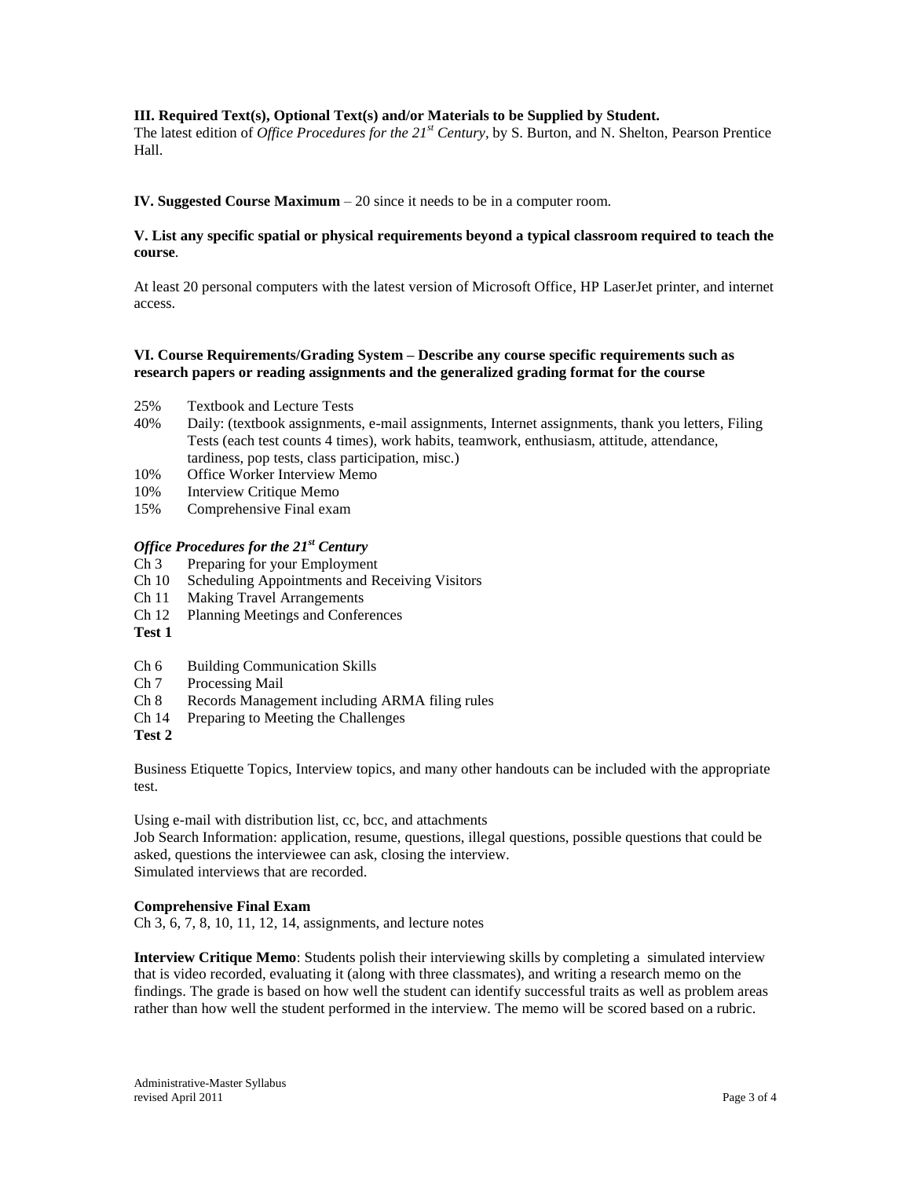**III. Required Text(s), Optional Text(s) and/or Materials to be Supplied by Student.**

The latest edition of *Office Procedures for the 21st Century*, by S. Burton, and N. Shelton, Pearson Prentice Hall.

**IV. Suggested Course Maximum** – 20 since it needs to be in a computer room.

**V. List any specific spatial or physical requirements beyond a typical classroom required to teach the course**.

At least 20 personal computers with the latest version of Microsoft Office, HP LaserJet printer, and internet access.

**VI. Course Requirements/Grading System – Describe any course specific requirements such as research papers or reading assignments and the generalized grading format for the course**

- 25% Textbook and Lecture Tests
- 40% Daily: (textbook assignments, e-mail assignments, Internet assignments, thank you letters, Filing Tests (each test counts 4 times), work habits, teamwork, enthusiasm, attitude, attendance, tardiness, pop tests, class participation, misc.)
- 10% Office Worker Interview Memo
- 10% Interview Critique Memo
- 15% Comprehensive Final exam

***Office Procedures for the 21st Century***

- Ch 3 Preparing for your Employment
- Ch 10 Scheduling Appointments and Receiving Visitors
- Ch 11 Making Travel Arrangements
- Ch 12 Planning Meetings and Conferences

**Test 1**

- Ch 6 Building Communication Skills
- Ch 7 Processing Mail
- Ch 8 Records Management including ARMA filing rules
- Ch 14 Preparing to Meeting the Challenges

**Test 2**

Business Etiquette Topics, Interview topics, and many other handouts can be included with the appropriate test.

Using e-mail with distribution list, cc, bcc, and attachments
Job Search Information: application, resume, questions, illegal questions, possible questions that could be asked, questions the interviewee can ask, closing the interview.
Simulated interviews that are recorded.

**Comprehensive Final Exam**
Ch 3, 6, 7, 8, 10, 11, 12, 14, assignments, and lecture notes

**Interview Critique Memo**: Students polish their interviewing skills by completing a simulated interview that is video recorded, evaluating it (along with three classmates), and writing a research memo on the findings. The grade is based on how well the student can identify successful traits as well as problem areas rather than how well the student performed in the interview. The memo will be scored based on a rubric.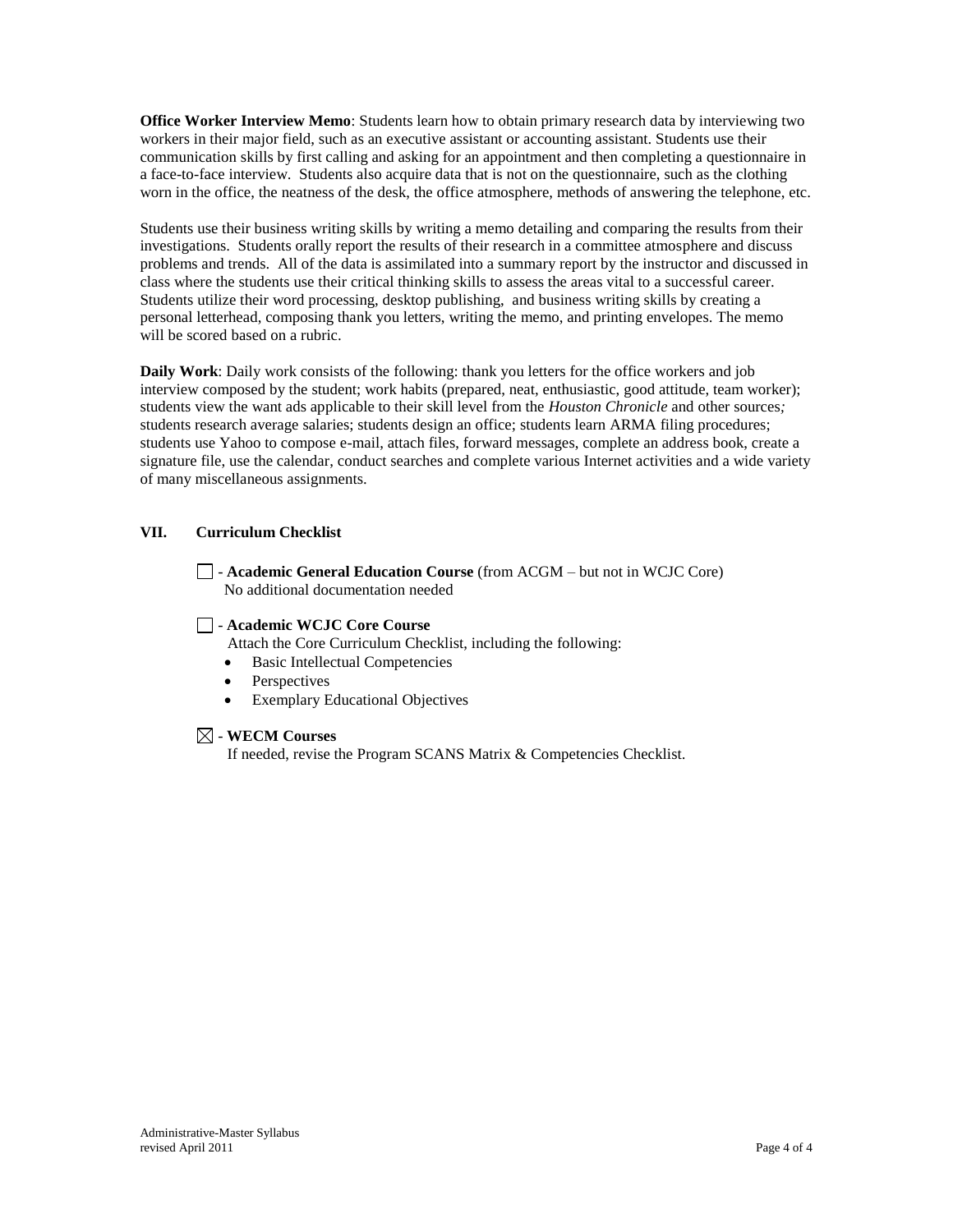**Office Worker Interview Memo**: Students learn how to obtain primary research data by interviewing two workers in their major field, such as an executive assistant or accounting assistant. Students use their communication skills by first calling and asking for an appointment and then completing a questionnaire in a face-to-face interview. Students also acquire data that is not on the questionnaire, such as the clothing worn in the office, the neatness of the desk, the office atmosphere, methods of answering the telephone, etc.

Students use their business writing skills by writing a memo detailing and comparing the results from their investigations. Students orally report the results of their research in a committee atmosphere and discuss problems and trends. All of the data is assimilated into a summary report by the instructor and discussed in class where the students use their critical thinking skills to assess the areas vital to a successful career. Students utilize their word processing, desktop publishing, and business writing skills by creating a personal letterhead, composing thank you letters, writing the memo, and printing envelopes. The memo will be scored based on a rubric.

**Daily Work**: Daily work consists of the following: thank you letters for the office workers and job interview composed by the student; work habits (prepared, neat, enthusiastic, good attitude, team worker); students view the want ads applicable to their skill level from the *Houston Chronicle* and other sources*;* students research average salaries; students design an office; students learn ARMA filing procedures; students use Yahoo to compose e-mail, attach files, forward messages, complete an address book, create a signature file, use the calendar, conduct searches and complete various Internet activities and a wide variety of many miscellaneous assignments.

## VII. Curriculum Checklist

☐ - **Academic General Education Course** (from ACGM – but not in WCJC Core)
No additional documentation needed

☐ - **Academic WCJC Core Course**
Attach the Core Curriculum Checklist, including the following:

- Basic Intellectual Competencies
- Perspectives
- Exemplary Educational Objectives

☒ - **WECM Courses**
If needed, revise the Program SCANS Matrix & Competencies Checklist.

Administrative-Master Syllabus
revised April 2011